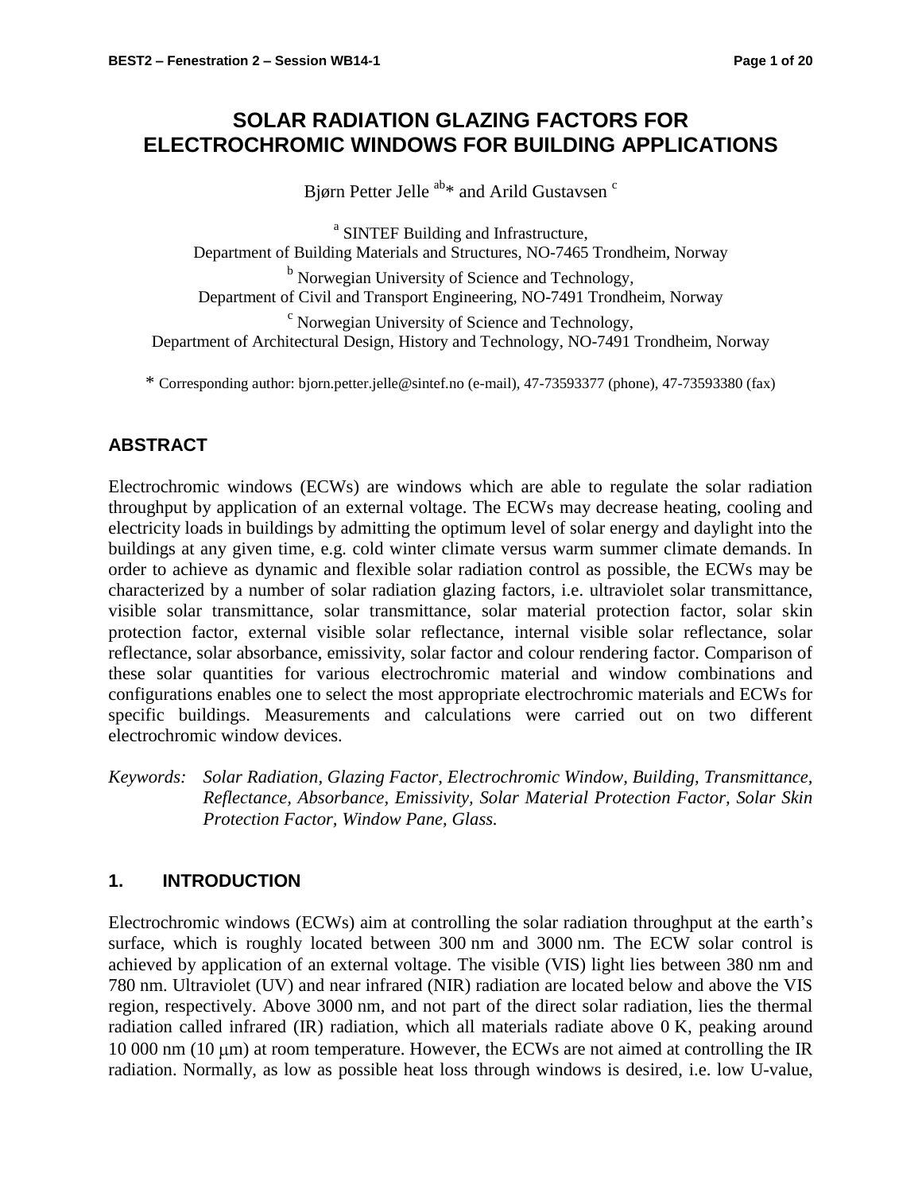# SOLAR RADIATION GLAZING FACTORS FOR ELECTROCHROMIC WINDOWS FOR BUILDING APPLICATIONS

Bjørn Petter Jelle [ab]* and Arild Gustavsen [c]

[a] SINTEF Building and Infrastructure,
Department of Building Materials and Structures, NO-7465 Trondheim, Norway

[b] Norwegian University of Science and Technology,
Department of Civil and Transport Engineering, NO-7491 Trondheim, Norway

[c] Norwegian University of Science and Technology,
Department of Architectural Design, History and Technology, NO-7491 Trondheim, Norway

* Corresponding author: bjorn.petter.jelle@sintef.no (e-mail), 47-73593377 (phone), 47-73593380 (fax)

## ABSTRACT

Electrochromic windows (ECWs) are windows which are able to regulate the solar radiation throughput by application of an external voltage. The ECWs may decrease heating, cooling and electricity loads in buildings by admitting the optimum level of solar energy and daylight into the buildings at any given time, e.g. cold winter climate versus warm summer climate demands. In order to achieve as dynamic and flexible solar radiation control as possible, the ECWs may be characterized by a number of solar radiation glazing factors, i.e. ultraviolet solar transmittance, visible solar transmittance, solar transmittance, solar material protection factor, solar skin protection factor, external visible solar reflectance, internal visible solar reflectance, solar reflectance, solar absorbance, emissivity, solar factor and colour rendering factor. Comparison of these solar quantities for various electrochromic material and window combinations and configurations enables one to select the most appropriate electrochromic materials and ECWs for specific buildings. Measurements and calculations were carried out on two different electrochromic window devices.

*Keywords: Solar Radiation, Glazing Factor, Electrochromic Window, Building, Transmittance, Reflectance, Absorbance, Emissivity, Solar Material Protection Factor, Solar Skin Protection Factor, Window Pane, Glass.*

## 1. INTRODUCTION

Electrochromic windows (ECWs) aim at controlling the solar radiation throughput at the earth's surface, which is roughly located between 300 nm and 3000 nm. The ECW solar control is achieved by application of an external voltage. The visible (VIS) light lies between 380 nm and 780 nm. Ultraviolet (UV) and near infrared (NIR) radiation are located below and above the VIS region, respectively. Above 3000 nm, and not part of the direct solar radiation, lies the thermal radiation called infrared (IR) radiation, which all materials radiate above 0 K, peaking around 10 000 nm (10 μm) at room temperature. However, the ECWs are not aimed at controlling the IR radiation. Normally, as low as possible heat loss through windows is desired, i.e. low U-value,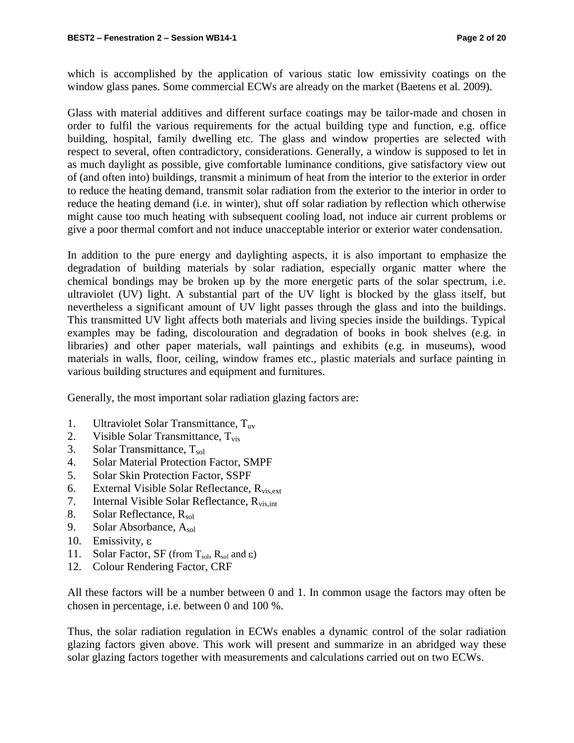which is accomplished by the application of various static low emissivity coatings on the window glass panes. Some commercial ECWs are already on the market (Baetens et al. 2009).

Glass with material additives and different surface coatings may be tailor-made and chosen in order to fulfil the various requirements for the actual building type and function, e.g. office building, hospital, family dwelling etc. The glass and window properties are selected with respect to several, often contradictory, considerations. Generally, a window is supposed to let in as much daylight as possible, give comfortable luminance conditions, give satisfactory view out of (and often into) buildings, transmit a minimum of heat from the interior to the exterior in order to reduce the heating demand, transmit solar radiation from the exterior to the interior in order to reduce the heating demand (i.e. in winter), shut off solar radiation by reflection which otherwise might cause too much heating with subsequent cooling load, not induce air current problems or give a poor thermal comfort and not induce unacceptable interior or exterior water condensation.

In addition to the pure energy and daylighting aspects, it is also important to emphasize the degradation of building materials by solar radiation, especially organic matter where the chemical bondings may be broken up by the more energetic parts of the solar spectrum, i.e. ultraviolet (UV) light. A substantial part of the UV light is blocked by the glass itself, but nevertheless a significant amount of UV light passes through the glass and into the buildings. This transmitted UV light affects both materials and living species inside the buildings. Typical examples may be fading, discolouration and degradation of books in book shelves (e.g. in libraries) and other paper materials, wall paintings and exhibits (e.g. in museums), wood materials in walls, floor, ceiling, window frames etc., plastic materials and surface painting in various building structures and equipment and furnitures.

Generally, the most important solar radiation glazing factors are:

1. Ultraviolet Solar Transmittance, $T_{uv}$
2. Visible Solar Transmittance, $T_{vis}$
3. Solar Transmittance, $T_{sol}$
4. Solar Material Protection Factor, SMPF
5. Solar Skin Protection Factor, SSPF
6. External Visible Solar Reflectance, $R_{vis,ext}$
7. Internal Visible Solar Reflectance, $R_{vis,int}$
8. Solar Reflectance, $R_{sol}$
9. Solar Absorbance, $A_{sol}$
10. Emissivity, $\varepsilon$
11. Solar Factor, SF (from $T_{sol}$, $R_{sol}$ and $\varepsilon$)
12. Colour Rendering Factor, CRF

All these factors will be a number between 0 and 1. In common usage the factors may often be chosen in percentage, i.e. between 0 and 100 %.

Thus, the solar radiation regulation in ECWs enables a dynamic control of the solar radiation glazing factors given above. This work will present and summarize in an abridged way these solar glazing factors together with measurements and calculations carried out on two ECWs.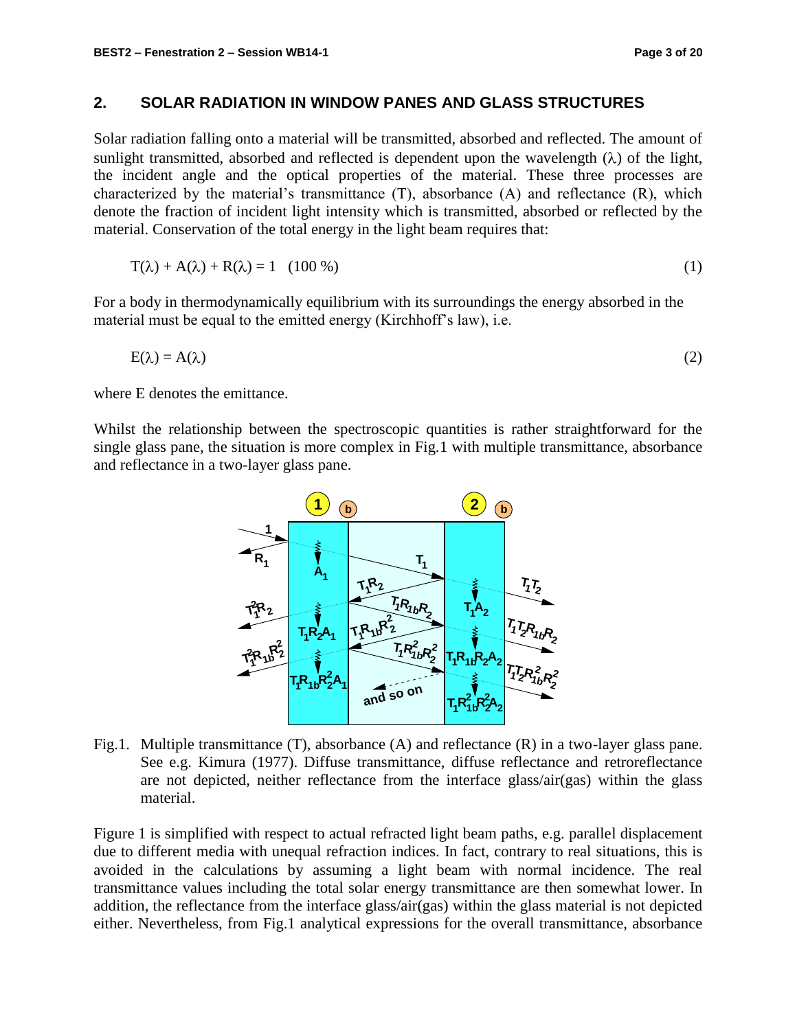## 2. SOLAR RADIATION IN WINDOW PANES AND GLASS STRUCTURES

Solar radiation falling onto a material will be transmitted, absorbed and reflected. The amount of sunlight transmitted, absorbed and reflected is dependent upon the wavelength ($\lambda$) of the light, the incident angle and the optical properties of the material. These three processes are characterized by the material's transmittance (T), absorbance (A) and reflectance (R), which denote the fraction of incident light intensity which is transmitted, absorbed or reflected by the material. Conservation of the total energy in the light beam requires that:

$$T(\lambda) + A(\lambda) + R(\lambda) = 1 \quad (100\ \%) \tag{1}$$

For a body in thermodynamically equilibrium with its surroundings the energy absorbed in the material must be equal to the emitted energy (Kirchhoff's law), i.e.

$$E(\lambda) = A(\lambda) \tag{2}$$

where E denotes the emittance.

Whilst the relationship between the spectroscopic quantities is rather straightforward for the single glass pane, the situation is more complex in Fig.1 with multiple transmittance, absorbance and reflectance in a two-layer glass pane.

Fig.1. Multiple transmittance (T), absorbance (A) and reflectance (R) in a two-layer glass pane. See e.g. Kimura (1977). Diffuse transmittance, diffuse reflectance and retroreflectance are not depicted, neither reflectance from the interface glass/air(gas) within the glass material.

Figure 1 is simplified with respect to actual refracted light beam paths, e.g. parallel displacement due to different media with unequal refraction indices. In fact, contrary to real situations, this is avoided in the calculations by assuming a light beam with normal incidence. The real transmittance values including the total solar energy transmittance are then somewhat lower. In addition, the reflectance from the interface glass/air(gas) within the glass material is not depicted either. Nevertheless, from Fig.1 analytical expressions for the overall transmittance, absorbance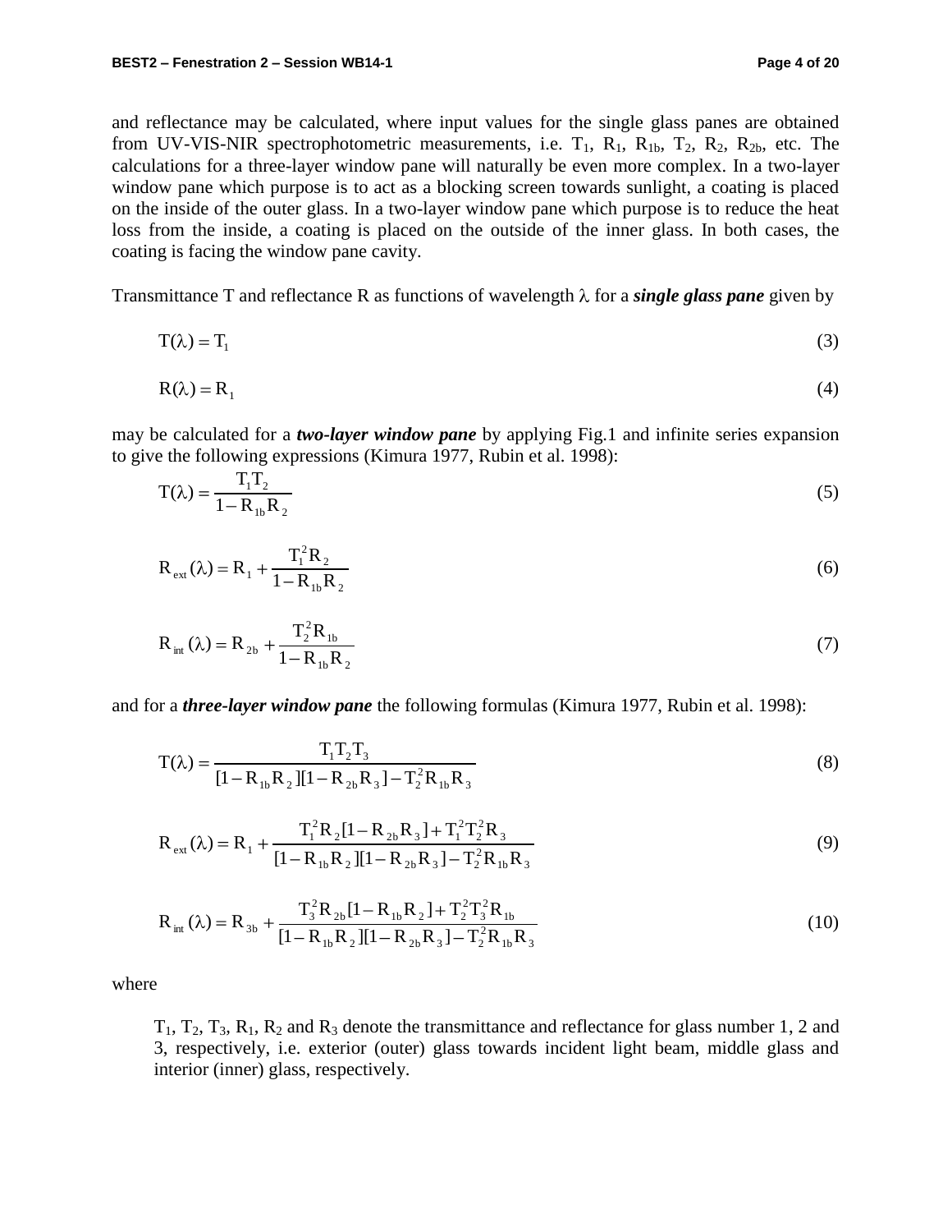and reflectance may be calculated, where input values for the single glass panes are obtained from UV-VIS-NIR spectrophotometric measurements, i.e. $T_1$, $R_1$, $R_{1b}$, $T_2$, $R_2$, $R_{2b}$, etc. The calculations for a three-layer window pane will naturally be even more complex. In a two-layer window pane which purpose is to act as a blocking screen towards sunlight, a coating is placed on the inside of the outer glass. In a two-layer window pane which purpose is to reduce the heat loss from the inside, a coating is placed on the outside of the inner glass. In both cases, the coating is facing the window pane cavity.

Transmittance T and reflectance R as functions of wavelength $\lambda$ for a ***single glass pane*** given by

$$T(\lambda) = T_1 \tag{3}$$

$$R(\lambda) = R_1 \tag{4}$$

may be calculated for a ***two-layer window pane*** by applying Fig.1 and infinite series expansion to give the following expressions (Kimura 1977, Rubin et al. 1998):

$$T(\lambda) = \frac{T_1 T_2}{1 - R_{1b} R_2} \tag{5}$$

$$R_{ext}(\lambda) = R_1 + \frac{T_1^2 R_2}{1 - R_{1b} R_2} \tag{6}$$

$$R_{int}(\lambda) = R_{2b} + \frac{T_2^2 R_{1b}}{1 - R_{1b} R_2} \tag{7}$$

and for a ***three-layer window pane*** the following formulas (Kimura 1977, Rubin et al. 1998):

$$T(\lambda) = \frac{T_1 T_2 T_3}{[1 - R_{1b} R_2][1 - R_{2b} R_3] - T_2^2 R_{1b} R_3} \tag{8}$$

$$R_{ext}(\lambda) = R_1 + \frac{T_1^2 R_2 [1 - R_{2b} R_3] + T_1^2 T_2^2 R_3}{[1 - R_{1b} R_2][1 - R_{2b} R_3] - T_2^2 R_{1b} R_3} \tag{9}$$

$$R_{int}(\lambda) = R_{3b} + \frac{T_3^2 R_{2b} [1 - R_{1b} R_2] + T_2^2 T_3^2 R_{1b}}{[1 - R_{1b} R_2][1 - R_{2b} R_3] - T_2^2 R_{1b} R_3} \tag{10}$$

where

> $T_1$, $T_2$, $T_3$, $R_1$, $R_2$ and $R_3$ denote the transmittance and reflectance for glass number 1, 2 and 3, respectively, i.e. exterior (outer) glass towards incident light beam, middle glass and interior (inner) glass, respectively.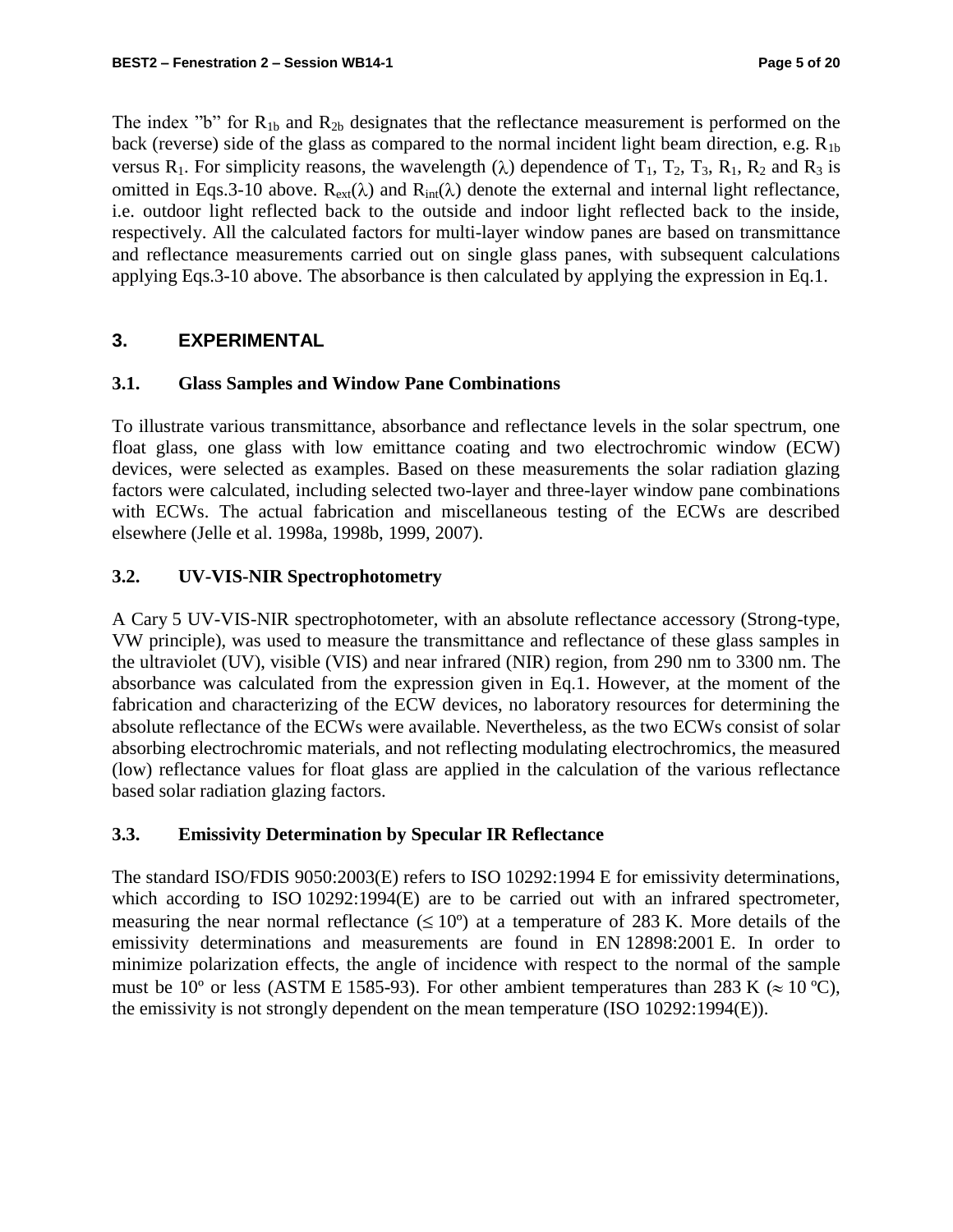The index "b" for $R_{1b}$ and $R_{2b}$ designates that the reflectance measurement is performed on the back (reverse) side of the glass as compared to the normal incident light beam direction, e.g. $R_{1b}$ versus $R_1$. For simplicity reasons, the wavelength ($\lambda$) dependence of $T_1$, $T_2$, $T_3$, $R_1$, $R_2$ and $R_3$ is omitted in Eqs.3-10 above. $R_{ext}(\lambda)$ and $R_{int}(\lambda)$ denote the external and internal light reflectance, i.e. outdoor light reflected back to the outside and indoor light reflected back to the inside, respectively. All the calculated factors for multi-layer window panes are based on transmittance and reflectance measurements carried out on single glass panes, with subsequent calculations applying Eqs.3-10 above. The absorbance is then calculated by applying the expression in Eq.1.

## 3. EXPERIMENTAL

### 3.1. Glass Samples and Window Pane Combinations

To illustrate various transmittance, absorbance and reflectance levels in the solar spectrum, one float glass, one glass with low emittance coating and two electrochromic window (ECW) devices, were selected as examples. Based on these measurements the solar radiation glazing factors were calculated, including selected two-layer and three-layer window pane combinations with ECWs. The actual fabrication and miscellaneous testing of the ECWs are described elsewhere (Jelle et al. 1998a, 1998b, 1999, 2007).

### 3.2. UV-VIS-NIR Spectrophotometry

A Cary 5 UV-VIS-NIR spectrophotometer, with an absolute reflectance accessory (Strong-type, VW principle), was used to measure the transmittance and reflectance of these glass samples in the ultraviolet (UV), visible (VIS) and near infrared (NIR) region, from 290 nm to 3300 nm. The absorbance was calculated from the expression given in Eq.1. However, at the moment of the fabrication and characterizing of the ECW devices, no laboratory resources for determining the absolute reflectance of the ECWs were available. Nevertheless, as the two ECWs consist of solar absorbing electrochromic materials, and not reflecting modulating electrochromics, the measured (low) reflectance values for float glass are applied in the calculation of the various reflectance based solar radiation glazing factors.

### 3.3. Emissivity Determination by Specular IR Reflectance

The standard ISO/FDIS 9050:2003(E) refers to ISO 10292:1994 E for emissivity determinations, which according to ISO 10292:1994(E) are to be carried out with an infrared spectrometer, measuring the near normal reflectance ($\leq 10°$) at a temperature of 283 K. More details of the emissivity determinations and measurements are found in EN 12898:2001 E. In order to minimize polarization effects, the angle of incidence with respect to the normal of the sample must be 10º or less (ASTM E 1585-93). For other ambient temperatures than 283 K ($\approx$ 10 ºC), the emissivity is not strongly dependent on the mean temperature (ISO 10292:1994(E)).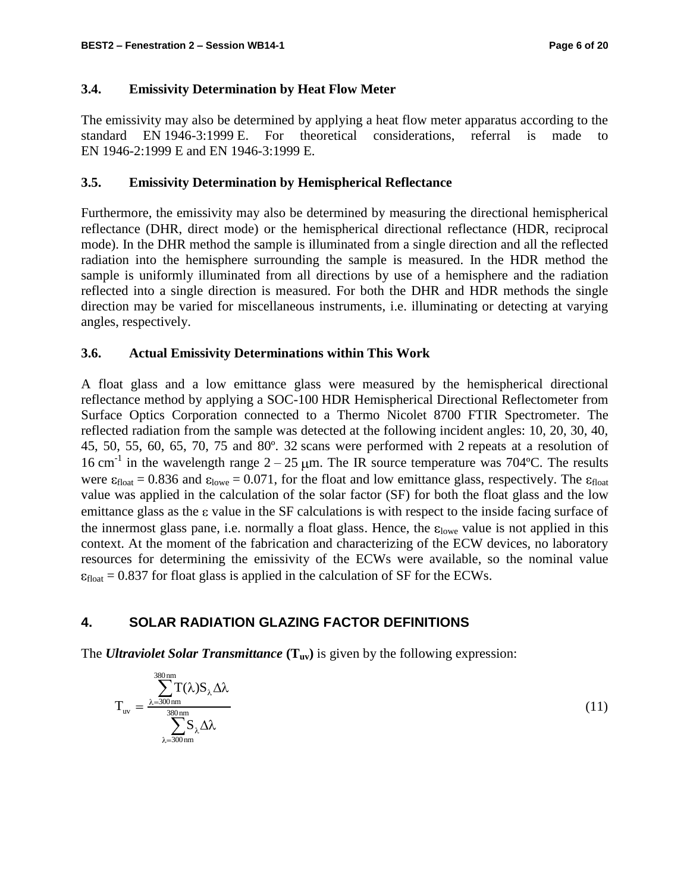### 3.4. Emissivity Determination by Heat Flow Meter

The emissivity may also be determined by applying a heat flow meter apparatus according to the standard EN 1946-3:1999 E. For theoretical considerations, referral is made to EN 1946-2:1999 E and EN 1946-3:1999 E.

### 3.5. Emissivity Determination by Hemispherical Reflectance

Furthermore, the emissivity may also be determined by measuring the directional hemispherical reflectance (DHR, direct mode) or the hemispherical directional reflectance (HDR, reciprocal mode). In the DHR method the sample is illuminated from a single direction and all the reflected radiation into the hemisphere surrounding the sample is measured. In the HDR method the sample is uniformly illuminated from all directions by use of a hemisphere and the radiation reflected into a single direction is measured. For both the DHR and HDR methods the single direction may be varied for miscellaneous instruments, i.e. illuminating or detecting at varying angles, respectively.

### 3.6. Actual Emissivity Determinations within This Work

A float glass and a low emittance glass were measured by the hemispherical directional reflectance method by applying a SOC-100 HDR Hemispherical Directional Reflectometer from Surface Optics Corporation connected to a Thermo Nicolet 8700 FTIR Spectrometer. The reflected radiation from the sample was detected at the following incident angles: 10, 20, 30, 40, 45, 50, 55, 60, 65, 70, 75 and 80º. 32 scans were performed with 2 repeats at a resolution of 16 $cm^{-1}$ in the wavelength range 2 – 25 $\mu$m. The IR source temperature was 704ºC. The results were $\varepsilon_{float} = 0.836$ and $\varepsilon_{lowe} = 0.071$, for the float and low emittance glass, respectively. The $\varepsilon_{float}$ value was applied in the calculation of the solar factor (SF) for both the float glass and the low emittance glass as the $\varepsilon$ value in the SF calculations is with respect to the inside facing surface of the innermost glass pane, i.e. normally a float glass. Hence, the $\varepsilon_{lowe}$ value is not applied in this context. At the moment of the fabrication and characterizing of the ECW devices, no laboratory resources for determining the emissivity of the ECWs were available, so the nominal value $\varepsilon_{float} = 0.837$ for float glass is applied in the calculation of SF for the ECWs.

## 4. SOLAR RADIATION GLAZING FACTOR DEFINITIONS

The ***Ultraviolet Solar Transmittance*** **($T_{uv}$)** is given by the following expression:

$$T_{uv} = \frac{\sum_{\lambda=300\,\text{nm}}^{380\,\text{nm}} T(\lambda) S_\lambda \Delta\lambda}{\sum_{\lambda=300\,\text{nm}}^{380\,\text{nm}} S_\lambda \Delta\lambda} \tag{11}$$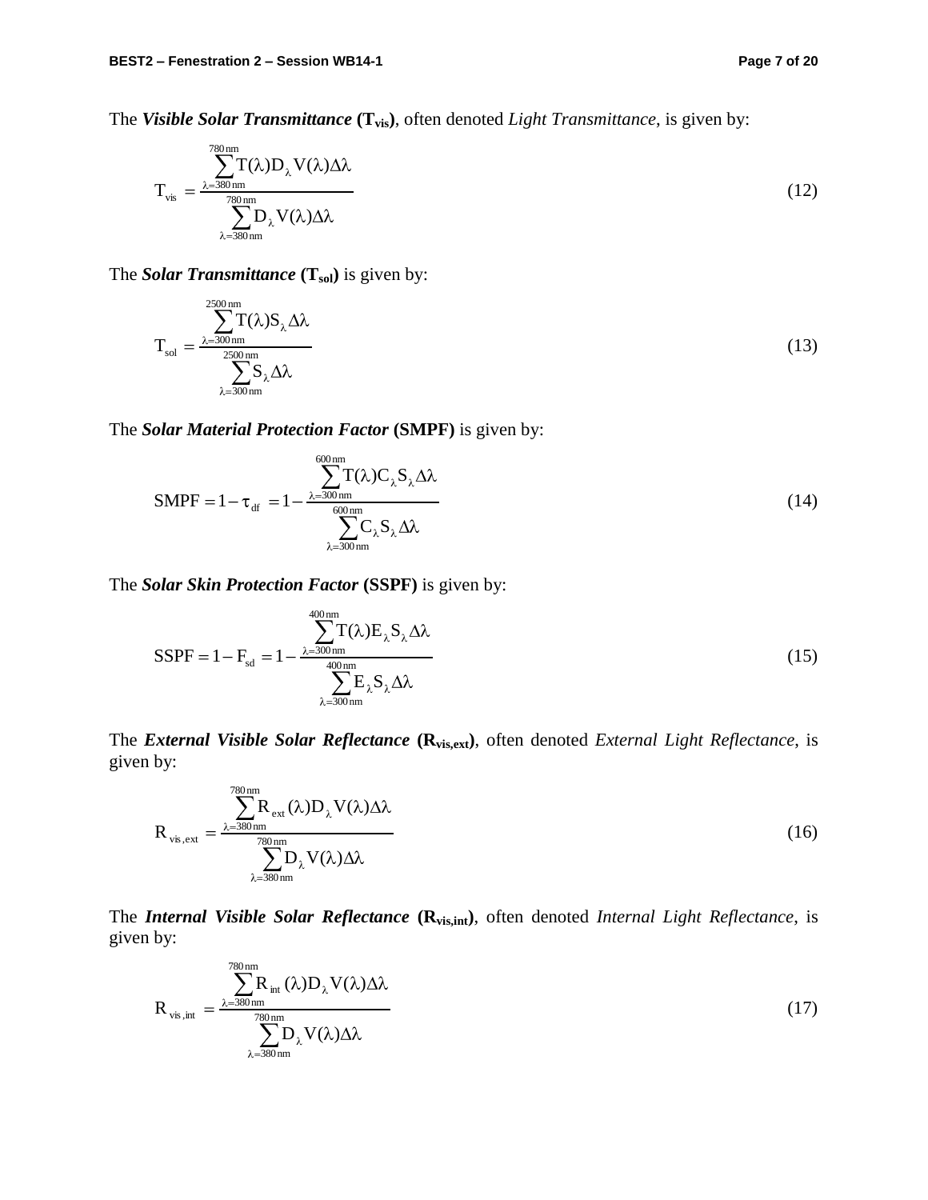The ***Visible Solar Transmittance*** **($T_{vis}$)**, often denoted *Light Transmittance*, is given by:

$$T_{vis} = \frac{\sum_{\lambda=380\,nm}^{780\,nm} T(\lambda) D_{\lambda} V(\lambda) \Delta\lambda}{\sum_{\lambda=380\,nm}^{780\,nm} D_{\lambda} V(\lambda) \Delta\lambda} \tag{12}$$

The ***Solar Transmittance*** **($T_{sol}$)** is given by:

$$T_{sol} = \frac{\sum_{\lambda=300\,nm}^{2500\,nm} T(\lambda) S_{\lambda} \Delta\lambda}{\sum_{\lambda=300\,nm}^{2500\,nm} S_{\lambda} \Delta\lambda} \tag{13}$$

The ***Solar Material Protection Factor*** **(SMPF)** is given by:

$$SMPF = 1 - \tau_{df} = 1 - \frac{\sum_{\lambda=300\,nm}^{600\,nm} T(\lambda) C_{\lambda} S_{\lambda} \Delta\lambda}{\sum_{\lambda=300\,nm}^{600\,nm} C_{\lambda} S_{\lambda} \Delta\lambda} \tag{14}$$

The ***Solar Skin Protection Factor*** **(SSPF)** is given by:

$$SSPF = 1 - F_{sd} = 1 - \frac{\sum_{\lambda=300\,nm}^{400\,nm} T(\lambda) E_{\lambda} S_{\lambda} \Delta\lambda}{\sum_{\lambda=300\,nm}^{400\,nm} E_{\lambda} S_{\lambda} \Delta\lambda} \tag{15}$$

The ***External Visible Solar Reflectance*** **($R_{vis,ext}$)**, often denoted *External Light Reflectance*, is given by:

$$R_{vis,ext} = \frac{\sum_{\lambda=380\,nm}^{780\,nm} R_{ext}(\lambda) D_{\lambda} V(\lambda) \Delta\lambda}{\sum_{\lambda=380\,nm}^{780\,nm} D_{\lambda} V(\lambda) \Delta\lambda} \tag{16}$$

The ***Internal Visible Solar Reflectance*** **($R_{vis,int}$)**, often denoted *Internal Light Reflectance*, is given by:

$$R_{vis,int} = \frac{\sum_{\lambda=380\,nm}^{780\,nm} R_{int}(\lambda) D_{\lambda} V(\lambda) \Delta\lambda}{\sum_{\lambda=380\,nm}^{780\,nm} D_{\lambda} V(\lambda) \Delta\lambda} \tag{17}$$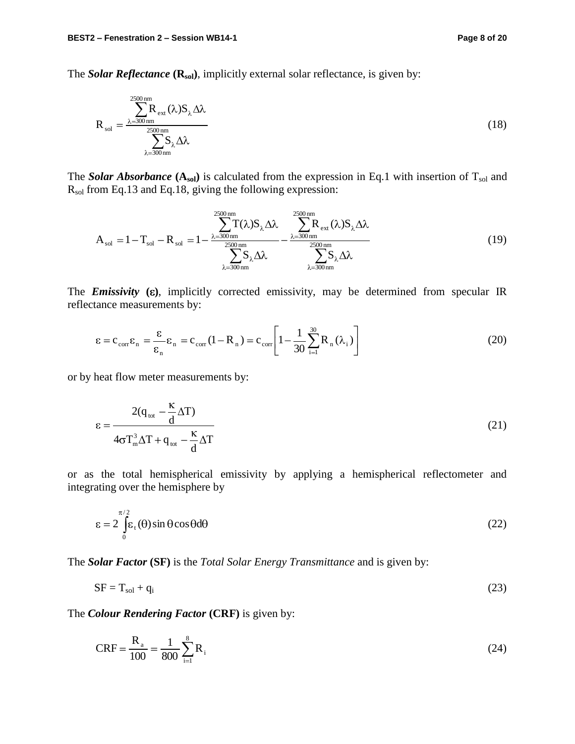The ***Solar Reflectance*** **($R_{sol}$)**, implicitly external solar reflectance, is given by:

$$R_{sol} = \frac{\sum_{\lambda=300\,nm}^{2500\,nm} R_{ext}(\lambda) S_{\lambda} \Delta\lambda}{\sum_{\lambda=300\,nm}^{2500\,nm} S_{\lambda} \Delta\lambda} \tag{18}$$

The ***Solar Absorbance*** **($A_{sol}$)** is calculated from the expression in Eq.1 with insertion of $T_{sol}$ and $R_{sol}$ from Eq.13 and Eq.18, giving the following expression:

$$A_{sol} = 1 - T_{sol} - R_{sol} = 1 - \frac{\sum_{\lambda=300\,nm}^{2500\,nm} T(\lambda) S_{\lambda} \Delta\lambda}{\sum_{\lambda=300\,nm}^{2500\,nm} S_{\lambda} \Delta\lambda} - \frac{\sum_{\lambda=300\,nm}^{2500\,nm} R_{ext}(\lambda) S_{\lambda} \Delta\lambda}{\sum_{\lambda=300\,nm}^{2500\,nm} S_{\lambda} \Delta\lambda} \tag{19}$$

The ***Emissivity*** **($\varepsilon$)**, implicitly corrected emissivity, may be determined from specular IR reflectance measurements by:

$$\varepsilon = c_{corr} \varepsilon_n = \frac{\varepsilon}{\varepsilon_n} \varepsilon_n = c_{corr}(1 - R_n) = c_{corr}\left[1 - \frac{1}{30} \sum_{i=1}^{30} R_n(\lambda_i)\right] \tag{20}$$

or by heat flow meter measurements by:

$$\varepsilon = \frac{2(q_{tot} - \frac{\kappa}{d} \Delta T)}{4\sigma T_m^3 \Delta T + q_{tot} - \frac{\kappa}{d} \Delta T} \tag{21}$$

or as the total hemispherical emissivity by applying a hemispherical reflectometer and integrating over the hemisphere by

$$\varepsilon = 2 \int_0^{\pi/2} \varepsilon_t(\theta) \sin\theta \cos\theta d\theta \tag{22}$$

The ***Solar Factor*** **(SF)** is the *Total Solar Energy Transmittance* and is given by:

$$SF = T_{sol} + q_i \tag{23}$$

The ***Colour Rendering Factor*** **(CRF)** is given by:

$$CRF = \frac{R_a}{100} = \frac{1}{800} \sum_{i=1}^{8} R_i \tag{24}$$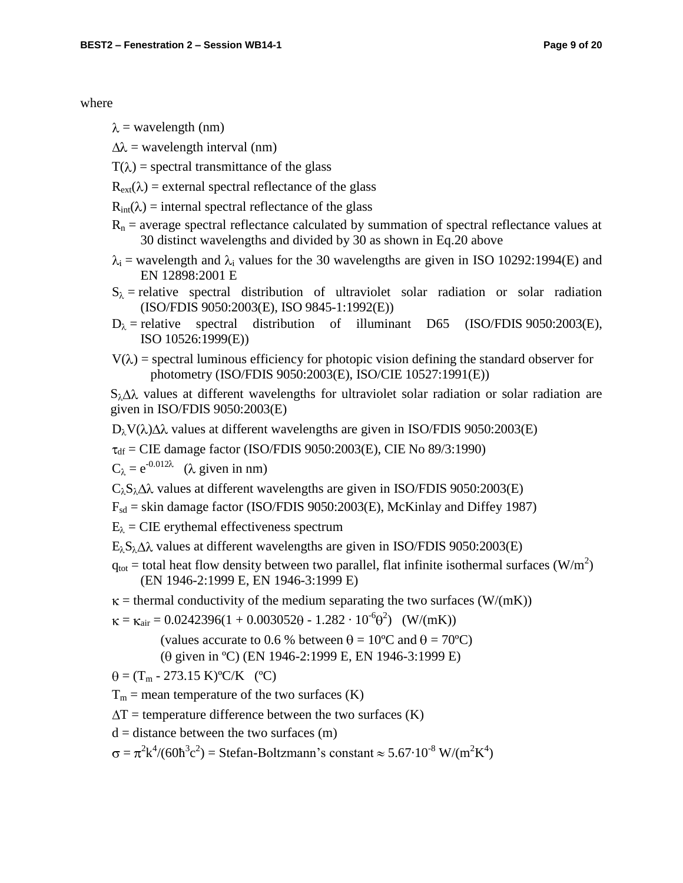where

$\lambda$ = wavelength (nm)

$\Delta\lambda$ = wavelength interval (nm)

$T(\lambda)$ = spectral transmittance of the glass

$R_{ext}(\lambda)$ = external spectral reflectance of the glass

$R_{int}(\lambda)$ = internal spectral reflectance of the glass

$R_n$ = average spectral reflectance calculated by summation of spectral reflectance values at 30 distinct wavelengths and divided by 30 as shown in Eq.20 above

$\lambda_i$ = wavelength and $\lambda_i$ values for the 30 wavelengths are given in ISO 10292:1994(E) and EN 12898:2001 E

$S_\lambda$ = relative spectral distribution of ultraviolet solar radiation or solar radiation (ISO/FDIS 9050:2003(E), ISO 9845-1:1992(E))

$D_\lambda$ = relative spectral distribution of illuminant D65 (ISO/FDIS 9050:2003(E), ISO 10526:1999(E))

$V(\lambda)$ = spectral luminous efficiency for photopic vision defining the standard observer for photometry (ISO/FDIS 9050:2003(E), ISO/CIE 10527:1991(E))

$S_\lambda\Delta\lambda$ values at different wavelengths for ultraviolet solar radiation or solar radiation are given in ISO/FDIS 9050:2003(E)

$D_\lambda V(\lambda)\Delta\lambda$ values at different wavelengths are given in ISO/FDIS 9050:2003(E)

$\tau_{df}$ = CIE damage factor (ISO/FDIS 9050:2003(E), CIE No 89/3:1990)

$C_\lambda = e^{-0.012\lambda}$ ($\lambda$ given in nm)

$C_\lambda S_\lambda\Delta\lambda$ values at different wavelengths are given in ISO/FDIS 9050:2003(E)

$F_{sd}$ = skin damage factor (ISO/FDIS 9050:2003(E), McKinlay and Diffey 1987)

$E_\lambda$ = CIE erythemal effectiveness spectrum

$E_\lambda S_\lambda\Delta\lambda$ values at different wavelengths are given in ISO/FDIS 9050:2003(E)

$q_{tot}$ = total heat flow density between two parallel, flat infinite isothermal surfaces (W/m$^2$) (EN 1946-2:1999 E, EN 1946-3:1999 E)

$\kappa$ = thermal conductivity of the medium separating the two surfaces (W/(mK))

$\kappa = \kappa_{air} = 0.0242396(1 + 0.0030520\theta - 1.282 \cdot 10^{-6}\theta^2)$ (W/(mK))

(values accurate to 0.6 % between $\theta$ = 10ºC and $\theta$ = 70ºC)
($\theta$ given in ºC) (EN 1946-2:1999 E, EN 1946-3:1999 E)

$\theta = (T_m - 273.15\ \text{K})$ºC/K (ºC)

$T_m$ = mean temperature of the two surfaces (K)

$\Delta T$ = temperature difference between the two surfaces (K)

$d$ = distance between the two surfaces (m)

$\sigma = \pi^2 k^4/(60\hbar^3 c^2)$ = Stefan-Boltzmann's constant $\approx 5.67\cdot10^{-8}$ W/(m$^2$K$^4$)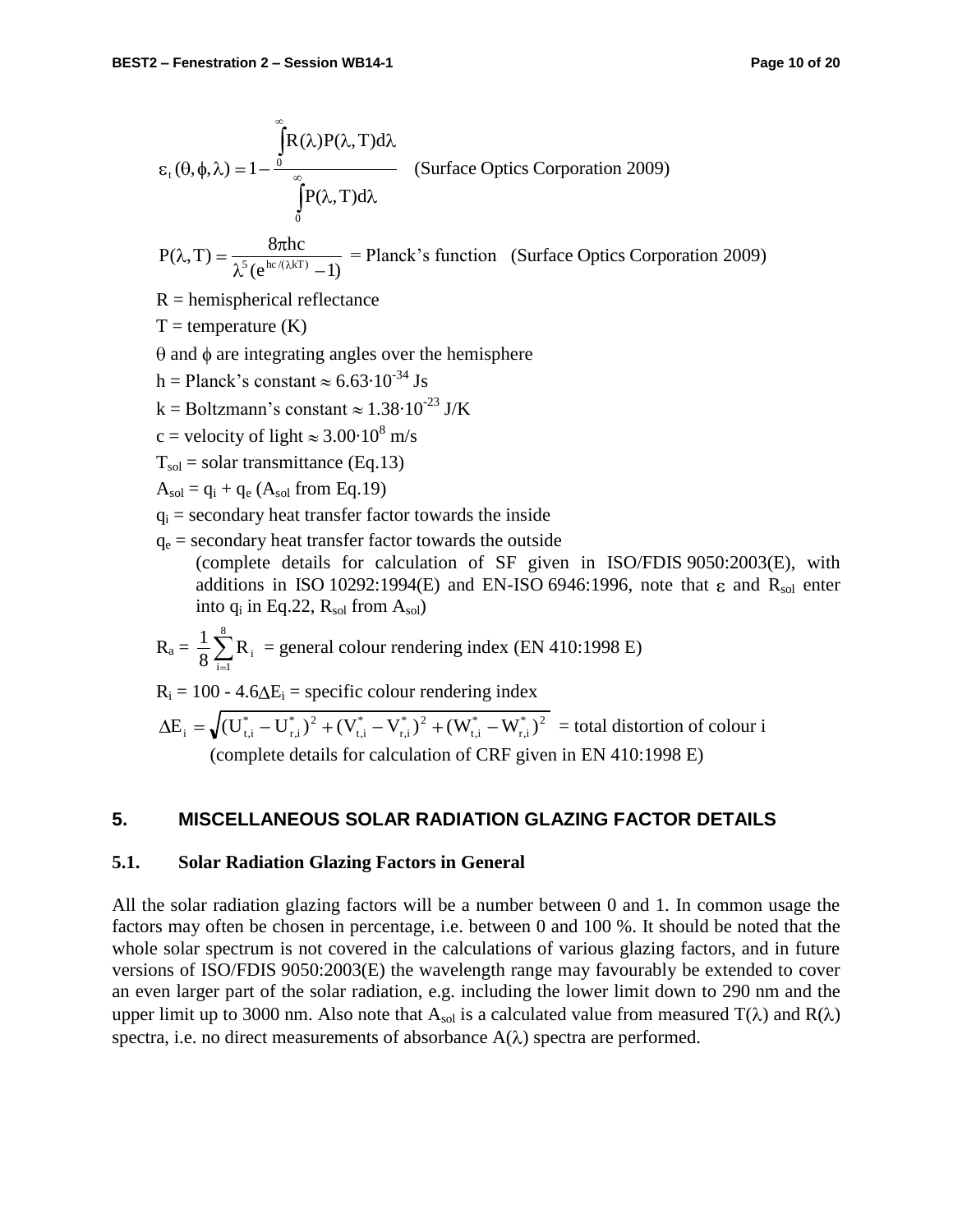$$\varepsilon_t(\theta, \phi, \lambda) = 1 - \frac{\int_0^\infty R(\lambda) P(\lambda, T) d\lambda}{\int_0^\infty P(\lambda, T) d\lambda}$$ (Surface Optics Corporation 2009)

$$P(\lambda, T) = \frac{8\pi hc}{\lambda^5 (e^{hc/(\lambda kT)} - 1)}$$ = Planck's function (Surface Optics Corporation 2009)

$R$ = hemispherical reflectance

$T$ = temperature (K)

$\theta$ and $\phi$ are integrating angles over the hemisphere

$h$ = Planck's constant $\approx 6.63 \cdot 10^{-34}$ Js

$k$ = Boltzmann's constant $\approx 1.38 \cdot 10^{-23}$ J/K

$c$ = velocity of light $\approx 3.00 \cdot 10^{8}$ m/s

$T_{sol}$ = solar transmittance (Eq.13)

$A_{sol} = q_i + q_e$ ($A_{sol}$ from Eq.19)

$q_i$ = secondary heat transfer factor towards the inside

$q_e$ = secondary heat transfer factor towards the outside

(complete details for calculation of SF given in ISO/FDIS 9050:2003(E), with additions in ISO 10292:1994(E) and EN-ISO 6946:1996, note that $\varepsilon$ and $R_{sol}$ enter into $q_i$ in Eq.22, $R_{sol}$ from $A_{sol}$)

$$R_a = \frac{1}{8} \sum_{i=1}^{8} R_i$$ = general colour rendering index (EN 410:1998 E)

$R_i = 100 - 4.6\Delta E_i$ = specific colour rendering index

$$\Delta E_i = \sqrt{(U^*_{t,i} - U^*_{r,i})^2 + (V^*_{t,i} - V^*_{r,i})^2 + (W^*_{t,i} - W^*_{r,i})^2}$$ = total distortion of colour i

(complete details for calculation of CRF given in EN 410:1998 E)

## 5. MISCELLANEOUS SOLAR RADIATION GLAZING FACTOR DETAILS

### 5.1. Solar Radiation Glazing Factors in General

All the solar radiation glazing factors will be a number between 0 and 1. In common usage the factors may often be chosen in percentage, i.e. between 0 and 100 %. It should be noted that the whole solar spectrum is not covered in the calculations of various glazing factors, and in future versions of ISO/FDIS 9050:2003(E) the wavelength range may favourably be extended to cover an even larger part of the solar radiation, e.g. including the lower limit down to 290 nm and the upper limit up to 3000 nm. Also note that $A_{sol}$ is a calculated value from measured $T(\lambda)$ and $R(\lambda)$ spectra, i.e. no direct measurements of absorbance $A(\lambda)$ spectra are performed.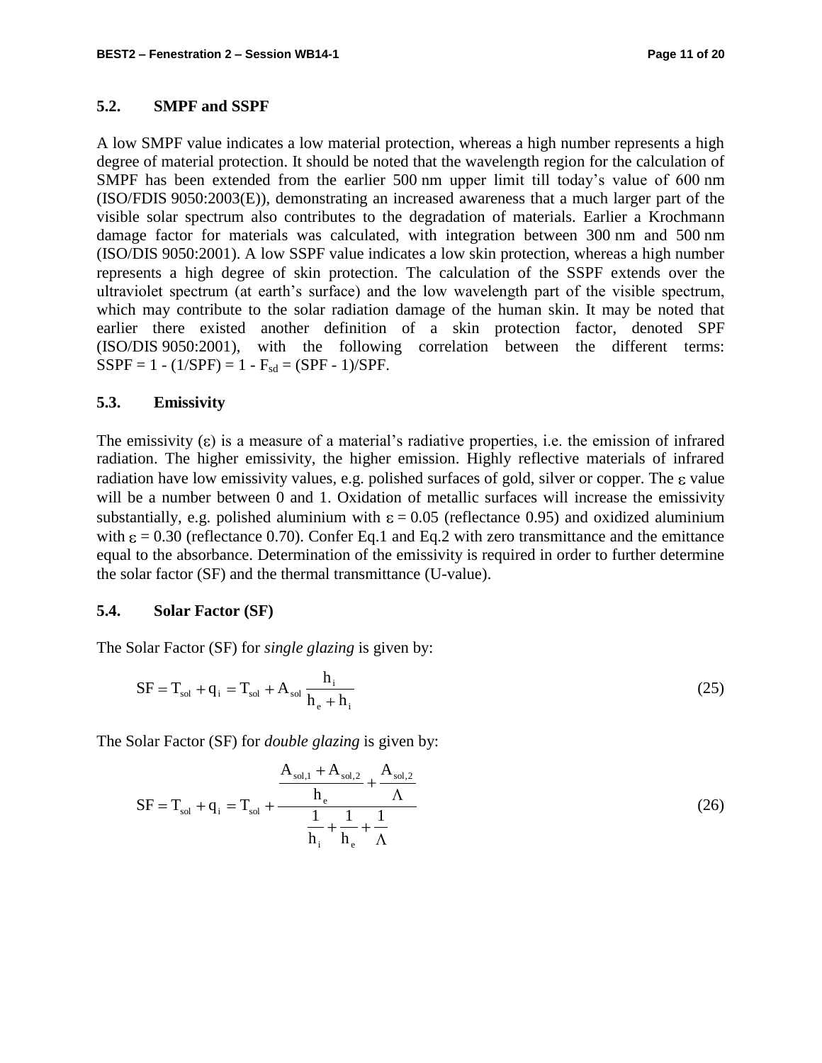### 5.2. SMPF and SSPF

A low SMPF value indicates a low material protection, whereas a high number represents a high degree of material protection. It should be noted that the wavelength region for the calculation of SMPF has been extended from the earlier 500 nm upper limit till today's value of 600 nm (ISO/FDIS 9050:2003(E)), demonstrating an increased awareness that a much larger part of the visible solar spectrum also contributes to the degradation of materials. Earlier a Krochmann damage factor for materials was calculated, with integration between 300 nm and 500 nm (ISO/DIS 9050:2001). A low SSPF value indicates a low skin protection, whereas a high number represents a high degree of skin protection. The calculation of the SSPF extends over the ultraviolet spectrum (at earth's surface) and the low wavelength part of the visible spectrum, which may contribute to the solar radiation damage of the human skin. It may be noted that earlier there existed another definition of a skin protection factor, denoted SPF (ISO/DIS 9050:2001), with the following correlation between the different terms: $\text{SSPF} = 1 - (1/\text{SPF}) = 1 - F_{sd} = (\text{SPF} - 1)/\text{SPF}$.

### 5.3. Emissivity

The emissivity ($\varepsilon$) is a measure of a material's radiative properties, i.e. the emission of infrared radiation. The higher emissivity, the higher emission. Highly reflective materials of infrared radiation have low emissivity values, e.g. polished surfaces of gold, silver or copper. The $\varepsilon$ value will be a number between 0 and 1. Oxidation of metallic surfaces will increase the emissivity substantially, e.g. polished aluminium with $\varepsilon = 0.05$ (reflectance 0.95) and oxidized aluminium with $\varepsilon = 0.30$ (reflectance 0.70). Confer Eq.1 and Eq.2 with zero transmittance and the emittance equal to the absorbance. Determination of the emissivity is required in order to further determine the solar factor (SF) and the thermal transmittance (U-value).

### 5.4. Solar Factor (SF)

The Solar Factor (SF) for *single glazing* is given by:

$$\text{SF} = T_{sol} + q_i = T_{sol} + A_{sol} \frac{h_i}{h_e + h_i} \tag{25}$$

The Solar Factor (SF) for *double glazing* is given by:

$$\text{SF} = T_{sol} + q_i = T_{sol} + \frac{\dfrac{A_{sol,1} + A_{sol,2}}{h_e} + \dfrac{A_{sol,2}}{\Lambda}}{\dfrac{1}{h_i} + \dfrac{1}{h_e} + \dfrac{1}{\Lambda}} \tag{26}$$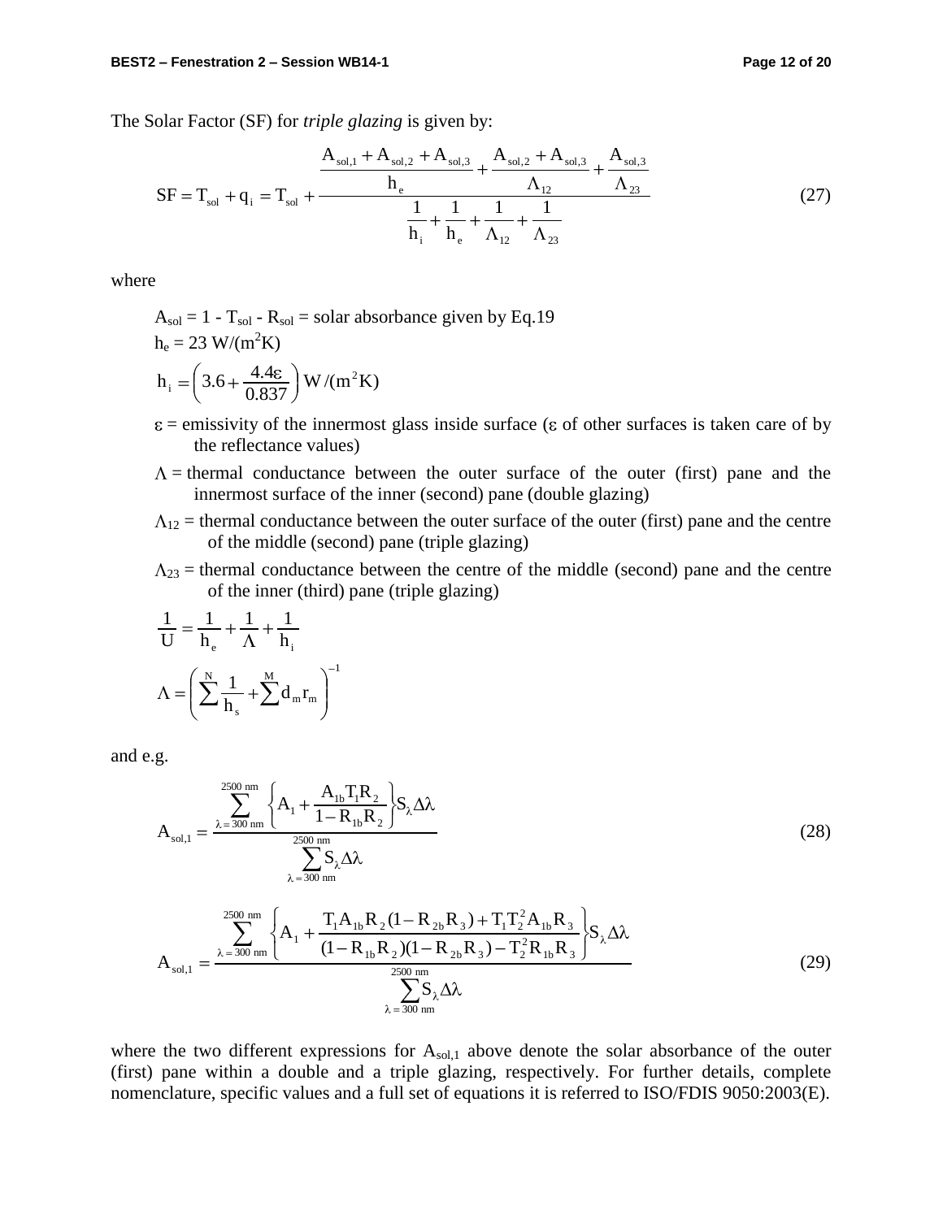The Solar Factor (SF) for *triple glazing* is given by:

$$
SF = T_{sol} + q_i = T_{sol} + \frac{\dfrac{A_{sol,1} + A_{sol,2} + A_{sol,3}}{h_e} + \dfrac{A_{sol,2} + A_{sol,3}}{\Lambda_{12}} + \dfrac{A_{sol,3}}{\Lambda_{23}}}{\dfrac{1}{h_i} + \dfrac{1}{h_e} + \dfrac{1}{\Lambda_{12}} + \dfrac{1}{\Lambda_{23}}} \tag{27}
$$

where

$A_{sol} = 1 - T_{sol} - R_{sol}$ = solar absorbance given by Eq.19

$h_e = 23\ \text{W/(m}^2\text{K)}$

$h_i = \left(3.6 + \dfrac{4.4\varepsilon}{0.837}\right) \text{W/(m}^2\text{K)}$

$\varepsilon$ = emissivity of the innermost glass inside surface ($\varepsilon$ of other surfaces is taken care of by the reflectance values)

$\Lambda$ = thermal conductance between the outer surface of the outer (first) pane and the innermost surface of the inner (second) pane (double glazing)

$\Lambda_{12}$ = thermal conductance between the outer surface of the outer (first) pane and the centre of the middle (second) pane (triple glazing)

$\Lambda_{23}$ = thermal conductance between the centre of the middle (second) pane and the centre of the inner (third) pane (triple glazing)

$$
\frac{1}{U} = \frac{1}{h_e} + \frac{1}{\Lambda} + \frac{1}{h_i}
$$

$$
\Lambda = \left( \sum^{N} \frac{1}{h_s} + \sum^{M} d_m r_m \right)^{-1}
$$

and e.g.

$$
A_{sol,1} = \frac{\displaystyle\sum_{\lambda = 300\ \text{nm}}^{2500\ \text{nm}} \left\{ A_1 + \frac{A_{1b} T_1 R_2}{1 - R_{1b} R_2} \right\} S_\lambda \Delta\lambda}{\displaystyle\sum_{\lambda = 300\ \text{nm}}^{2500\ \text{nm}} S_\lambda \Delta\lambda} \tag{28}
$$

$$
A_{sol,1} = \frac{\displaystyle\sum_{\lambda = 300\ \text{nm}}^{2500\ \text{nm}} \left\{ A_1 + \frac{T_1 A_{1b} R_2 (1 - R_{2b} R_3) + T_1 T_2^2 A_{1b} R_3}{(1 - R_{1b} R_2)(1 - R_{2b} R_3) - T_2^2 R_{1b} R_3} \right\} S_\lambda \Delta\lambda}{\displaystyle\sum_{\lambda = 300\ \text{nm}}^{2500\ \text{nm}} S_\lambda \Delta\lambda} \tag{29}
$$

where the two different expressions for $A_{sol,1}$ above denote the solar absorbance of the outer (first) pane within a double and a triple glazing, respectively. For further details, complete nomenclature, specific values and a full set of equations it is referred to ISO/FDIS 9050:2003(E).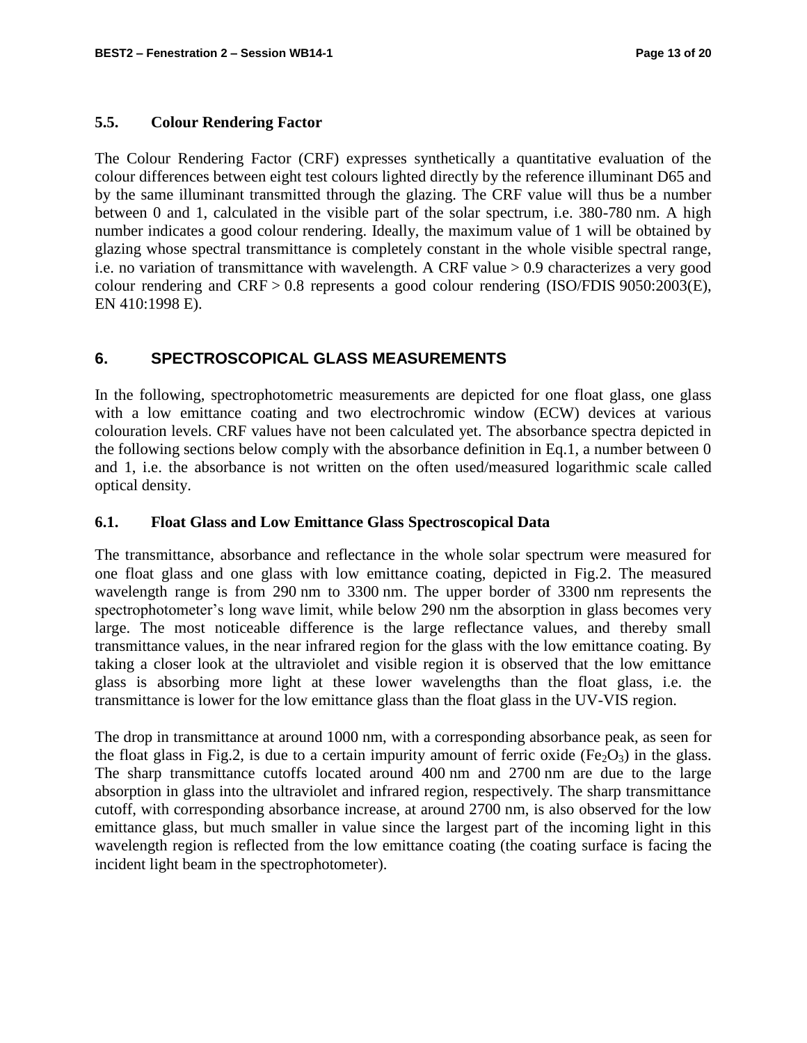### 5.5. Colour Rendering Factor

The Colour Rendering Factor (CRF) expresses synthetically a quantitative evaluation of the colour differences between eight test colours lighted directly by the reference illuminant D65 and by the same illuminant transmitted through the glazing. The CRF value will thus be a number between 0 and 1, calculated in the visible part of the solar spectrum, i.e. 380-780 nm. A high number indicates a good colour rendering. Ideally, the maximum value of 1 will be obtained by glazing whose spectral transmittance is completely constant in the whole visible spectral range, i.e. no variation of transmittance with wavelength. A CRF value > 0.9 characterizes a very good colour rendering and CRF > 0.8 represents a good colour rendering (ISO/FDIS 9050:2003(E), EN 410:1998 E).

## 6. SPECTROSCOPICAL GLASS MEASUREMENTS

In the following, spectrophotometric measurements are depicted for one float glass, one glass with a low emittance coating and two electrochromic window (ECW) devices at various colouration levels. CRF values have not been calculated yet. The absorbance spectra depicted in the following sections below comply with the absorbance definition in Eq.1, a number between 0 and 1, i.e. the absorbance is not written on the often used/measured logarithmic scale called optical density.

### 6.1. Float Glass and Low Emittance Glass Spectroscopical Data

The transmittance, absorbance and reflectance in the whole solar spectrum were measured for one float glass and one glass with low emittance coating, depicted in Fig.2. The measured wavelength range is from 290 nm to 3300 nm. The upper border of 3300 nm represents the spectrophotometer's long wave limit, while below 290 nm the absorption in glass becomes very large. The most noticeable difference is the large reflectance values, and thereby small transmittance values, in the near infrared region for the glass with the low emittance coating. By taking a closer look at the ultraviolet and visible region it is observed that the low emittance glass is absorbing more light at these lower wavelengths than the float glass, i.e. the transmittance is lower for the low emittance glass than the float glass in the UV-VIS region.

The drop in transmittance at around 1000 nm, with a corresponding absorbance peak, as seen for the float glass in Fig.2, is due to a certain impurity amount of ferric oxide ($Fe_2O_3$) in the glass. The sharp transmittance cutoffs located around 400 nm and 2700 nm are due to the large absorption in glass into the ultraviolet and infrared region, respectively. The sharp transmittance cutoff, with corresponding absorbance increase, at around 2700 nm, is also observed for the low emittance glass, but much smaller in value since the largest part of the incoming light in this wavelength region is reflected from the low emittance coating (the coating surface is facing the incident light beam in the spectrophotometer).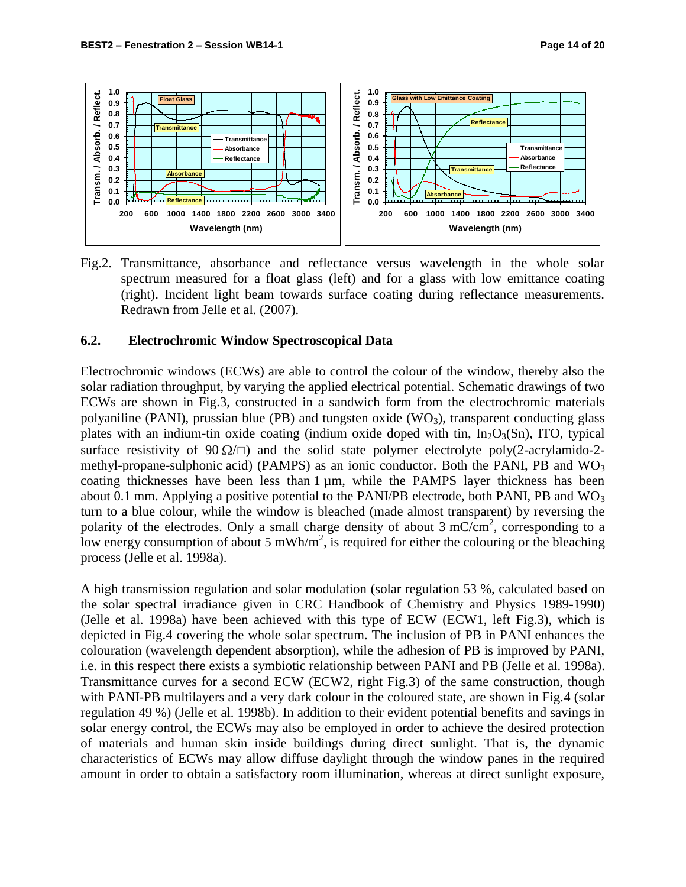Fig.2. Transmittance, absorbance and reflectance versus wavelength in the whole solar spectrum measured for a float glass (left) and for a glass with low emittance coating (right). Incident light beam towards surface coating during reflectance measurements. Redrawn from Jelle et al. (2007).

### 6.2. Electrochromic Window Spectroscopical Data

Electrochromic windows (ECWs) are able to control the colour of the window, thereby also the solar radiation throughput, by varying the applied electrical potential. Schematic drawings of two ECWs are shown in Fig.3, constructed in a sandwich form from the electrochromic materials polyaniline (PANI), prussian blue (PB) and tungsten oxide ($WO_3$), transparent conducting glass plates with an indium-tin oxide coating (indium oxide doped with tin, $In_2O_3(Sn)$, ITO, typical surface resistivity of 90 Ω/□) and the solid state polymer electrolyte poly(2-acrylamido-2-methyl-propane-sulphonic acid) (PAMPS) as an ionic conductor. Both the PANI, PB and $WO_3$ coating thicknesses have been less than 1 µm, while the PAMPS layer thickness has been about 0.1 mm. Applying a positive potential to the PANI/PB electrode, both PANI, PB and $WO_3$ turn to a blue colour, while the window is bleached (made almost transparent) by reversing the polarity of the electrodes. Only a small charge density of about 3 mC/cm$^2$, corresponding to a low energy consumption of about 5 mWh/m$^2$, is required for either the colouring or the bleaching process (Jelle et al. 1998a).

A high transmission regulation and solar modulation (solar regulation 53 %, calculated based on the solar spectral irradiance given in CRC Handbook of Chemistry and Physics 1989-1990) (Jelle et al. 1998a) have been achieved with this type of ECW (ECW1, left Fig.3), which is depicted in Fig.4 covering the whole solar spectrum. The inclusion of PB in PANI enhances the colouration (wavelength dependent absorption), while the adhesion of PB is improved by PANI, i.e. in this respect there exists a symbiotic relationship between PANI and PB (Jelle et al. 1998a). Transmittance curves for a second ECW (ECW2, right Fig.3) of the same construction, though with PANI-PB multilayers and a very dark colour in the coloured state, are shown in Fig.4 (solar regulation 49 %) (Jelle et al. 1998b). In addition to their evident potential benefits and savings in solar energy control, the ECWs may also be employed in order to achieve the desired protection of materials and human skin inside buildings during direct sunlight. That is, the dynamic characteristics of ECWs may allow diffuse daylight through the window panes in the required amount in order to obtain a satisfactory room illumination, whereas at direct sunlight exposure,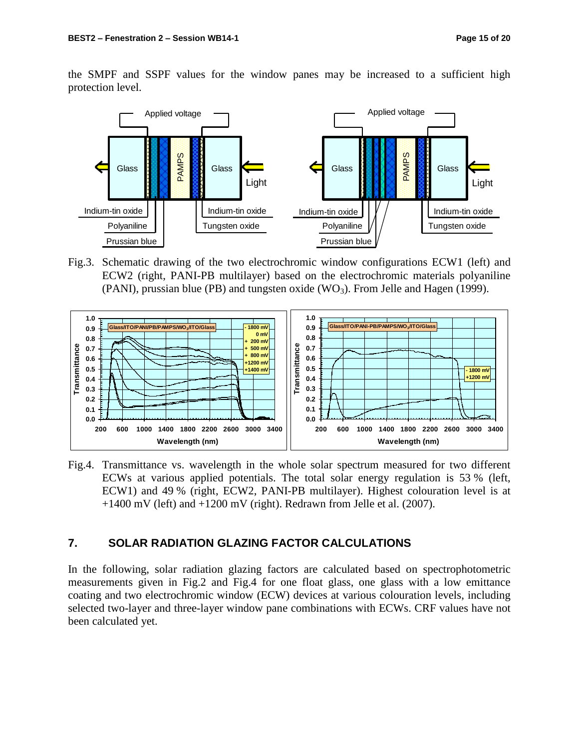the SMPF and SSPF values for the window panes may be increased to a sufficient high protection level.

Fig.3. Schematic drawing of the two electrochromic window configurations ECW1 (left) and ECW2 (right, PANI-PB multilayer) based on the electrochromic materials polyaniline (PANI), prussian blue (PB) and tungsten oxide ($WO_3$). From Jelle and Hagen (1999).

Fig.4. Transmittance vs. wavelength in the whole solar spectrum measured for two different ECWs at various applied potentials. The total solar energy regulation is 53 % (left, ECW1) and 49 % (right, ECW2, PANI-PB multilayer). Highest colouration level is at +1400 mV (left) and +1200 mV (right). Redrawn from Jelle et al. (2007).

## 7. SOLAR RADIATION GLAZING FACTOR CALCULATIONS

In the following, solar radiation glazing factors are calculated based on spectrophotometric measurements given in Fig.2 and Fig.4 for one float glass, one glass with a low emittance coating and two electrochromic window (ECW) devices at various colouration levels, including selected two-layer and three-layer window pane combinations with ECWs. CRF values have not been calculated yet.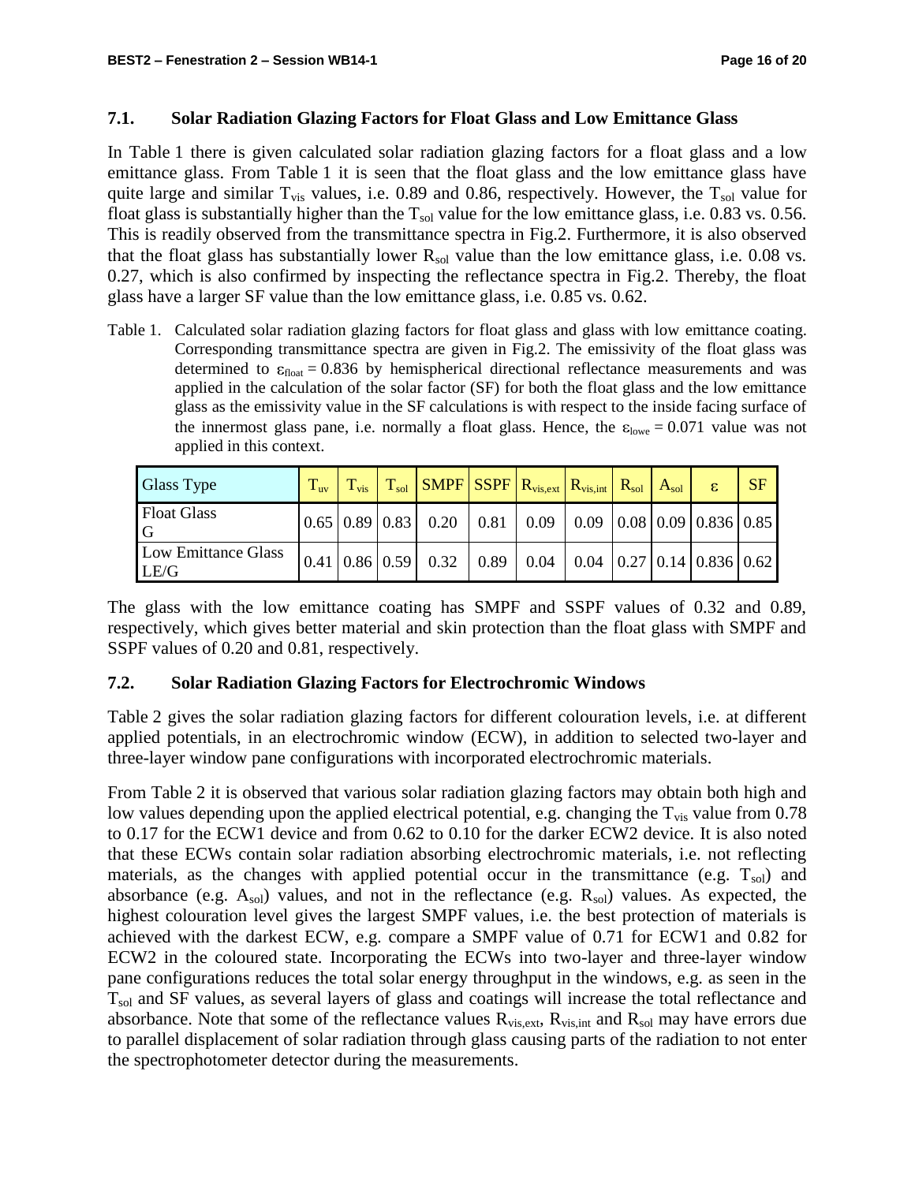### 7.1. Solar Radiation Glazing Factors for Float Glass and Low Emittance Glass

In Table 1 there is given calculated solar radiation glazing factors for a float glass and a low emittance glass. From Table 1 it is seen that the float glass and the low emittance glass have quite large and similar $T_{vis}$ values, i.e. 0.89 and 0.86, respectively. However, the $T_{sol}$ value for float glass is substantially higher than the $T_{sol}$ value for the low emittance glass, i.e. 0.83 vs. 0.56. This is readily observed from the transmittance spectra in Fig.2. Furthermore, it is also observed that the float glass has substantially lower $R_{sol}$ value than the low emittance glass, i.e. 0.08 vs. 0.27, which is also confirmed by inspecting the reflectance spectra in Fig.2. Thereby, the float glass have a larger SF value than the low emittance glass, i.e. 0.85 vs. 0.62.

Table 1. Calculated solar radiation glazing factors for float glass and glass with low emittance coating. Corresponding transmittance spectra are given in Fig.2. The emissivity of the float glass was determined to $\varepsilon_{float} = 0.836$ by hemispherical directional reflectance measurements and was applied in the calculation of the solar factor (SF) for both the float glass and the low emittance glass as the emissivity value in the SF calculations is with respect to the inside facing surface of the innermost glass pane, i.e. normally a float glass. Hence, the $\varepsilon_{lowe} = 0.071$ value was not applied in this context.

| Glass Type | $T_{uv}$ | $T_{vis}$ | $T_{sol}$ | SMPF | SSPF | $R_{vis,ext}$ | $R_{vis,int}$ | $R_{sol}$ | $A_{sol}$ | $\varepsilon$ | SF |
|---|---|---|---|---|---|---|---|---|---|---|---|
| Float Glass G | 0.65 | 0.89 | 0.83 | 0.20 | 0.81 | 0.09 | 0.09 | 0.08 | 0.09 | 0.836 | 0.85 |
| Low Emittance Glass LE/G | 0.41 | 0.86 | 0.59 | 0.32 | 0.89 | 0.04 | 0.04 | 0.27 | 0.14 | 0.836 | 0.62 |

The glass with the low emittance coating has SMPF and SSPF values of 0.32 and 0.89, respectively, which gives better material and skin protection than the float glass with SMPF and SSPF values of 0.20 and 0.81, respectively.

### 7.2. Solar Radiation Glazing Factors for Electrochromic Windows

Table 2 gives the solar radiation glazing factors for different colouration levels, i.e. at different applied potentials, in an electrochromic window (ECW), in addition to selected two-layer and three-layer window pane configurations with incorporated electrochromic materials.

From Table 2 it is observed that various solar radiation glazing factors may obtain both high and low values depending upon the applied electrical potential, e.g. changing the $T_{vis}$ value from 0.78 to 0.17 for the ECW1 device and from 0.62 to 0.10 for the darker ECW2 device. It is also noted that these ECWs contain solar radiation absorbing electrochromic materials, i.e. not reflecting materials, as the changes with applied potential occur in the transmittance (e.g. $T_{sol}$) and absorbance (e.g. $A_{sol}$) values, and not in the reflectance (e.g. $R_{sol}$) values. As expected, the highest colouration level gives the largest SMPF values, i.e. the best protection of materials is achieved with the darkest ECW, e.g. compare a SMPF value of 0.71 for ECW1 and 0.82 for ECW2 in the coloured state. Incorporating the ECWs into two-layer and three-layer window pane configurations reduces the total solar energy throughput in the windows, e.g. as seen in the $T_{sol}$ and SF values, as several layers of glass and coatings will increase the total reflectance and absorbance. Note that some of the reflectance values $R_{vis,ext}$, $R_{vis,int}$ and $R_{sol}$ may have errors due to parallel displacement of solar radiation through glass causing parts of the radiation to not enter the spectrophotometer detector during the measurements.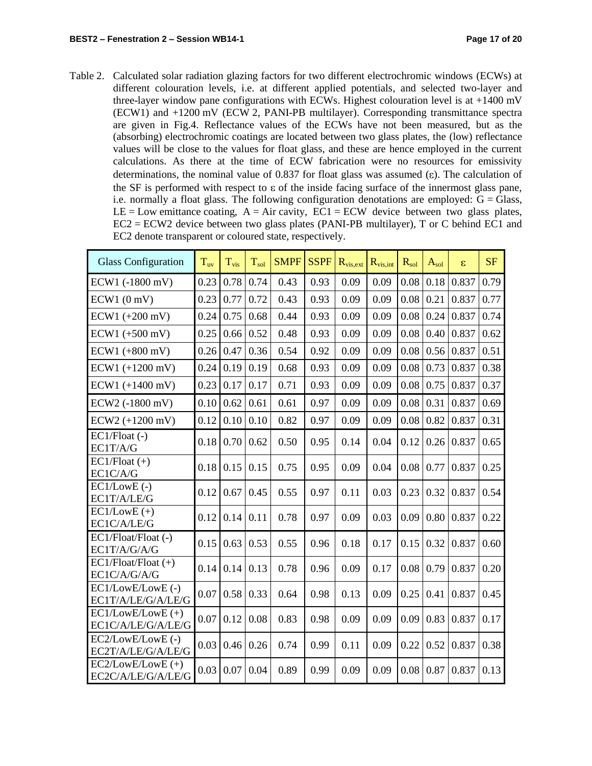Table 2. Calculated solar radiation glazing factors for two different electrochromic windows (ECWs) at different colouration levels, i.e. at different applied potentials, and selected two-layer and three-layer window pane configurations with ECWs. Highest colouration level is at +1400 mV (ECW1) and +1200 mV (ECW 2, PANI-PB multilayer). Corresponding transmittance spectra are given in Fig.4. Reflectance values of the ECWs have not been measured, but as the (absorbing) electrochromic coatings are located between two glass plates, the (low) reflectance values will be close to the values for float glass, and these are hence employed in the current calculations. As there at the time of ECW fabrication were no resources for emissivity determinations, the nominal value of 0.837 for float glass was assumed (ε). The calculation of the SF is performed with respect to ε of the inside facing surface of the innermost glass pane, i.e. normally a float glass. The following configuration denotations are employed: G = Glass, LE = Low emittance coating, A = Air cavity, EC1 = ECW device between two glass plates, EC2 = ECW2 device between two glass plates (PANI-PB multilayer), T or C behind EC1 and EC2 denote transparent or coloured state, respectively.

| Glass Configuration | $T_{uv}$ | $T_{vis}$ | $T_{sol}$ | SMPF | SSPF | $R_{vis,ext}$ | $R_{vis,int}$ | $R_{sol}$ | $A_{sol}$ | ε | SF |
|---|---|---|---|---|---|---|---|---|---|---|---|
| ECW1 (-1800 mV) | 0.23 | 0.78 | 0.74 | 0.43 | 0.93 | 0.09 | 0.09 | 0.08 | 0.18 | 0.837 | 0.79 |
| ECW1 (0 mV) | 0.23 | 0.77 | 0.72 | 0.43 | 0.93 | 0.09 | 0.09 | 0.08 | 0.21 | 0.837 | 0.77 |
| ECW1 (+200 mV) | 0.24 | 0.75 | 0.68 | 0.44 | 0.93 | 0.09 | 0.09 | 0.08 | 0.24 | 0.837 | 0.74 |
| ECW1 (+500 mV) | 0.25 | 0.66 | 0.52 | 0.48 | 0.93 | 0.09 | 0.09 | 0.08 | 0.40 | 0.837 | 0.62 |
| ECW1 (+800 mV) | 0.26 | 0.47 | 0.36 | 0.54 | 0.92 | 0.09 | 0.09 | 0.08 | 0.56 | 0.837 | 0.51 |
| ECW1 (+1200 mV) | 0.24 | 0.19 | 0.19 | 0.68 | 0.93 | 0.09 | 0.09 | 0.08 | 0.73 | 0.837 | 0.38 |
| ECW1 (+1400 mV) | 0.23 | 0.17 | 0.17 | 0.71 | 0.93 | 0.09 | 0.09 | 0.08 | 0.75 | 0.837 | 0.37 |
| ECW2 (-1800 mV) | 0.10 | 0.62 | 0.61 | 0.61 | 0.97 | 0.09 | 0.09 | 0.08 | 0.31 | 0.837 | 0.69 |
| ECW2 (+1200 mV) | 0.12 | 0.10 | 0.10 | 0.82 | 0.97 | 0.09 | 0.09 | 0.08 | 0.82 | 0.837 | 0.31 |
| EC1/Float (-) EC1T/A/G | 0.18 | 0.70 | 0.62 | 0.50 | 0.95 | 0.14 | 0.04 | 0.12 | 0.26 | 0.837 | 0.65 |
| EC1/Float (+) EC1C/A/G | 0.18 | 0.15 | 0.15 | 0.75 | 0.95 | 0.09 | 0.04 | 0.08 | 0.77 | 0.837 | 0.25 |
| EC1/LowE (-) EC1T/A/LE/G | 0.12 | 0.67 | 0.45 | 0.55 | 0.97 | 0.11 | 0.03 | 0.23 | 0.32 | 0.837 | 0.54 |
| EC1/LowE (+) EC1C/A/LE/G | 0.12 | 0.14 | 0.11 | 0.78 | 0.97 | 0.09 | 0.03 | 0.09 | 0.80 | 0.837 | 0.22 |
| EC1/Float/Float (-) EC1T/A/G/A/G | 0.15 | 0.63 | 0.53 | 0.55 | 0.96 | 0.18 | 0.17 | 0.15 | 0.32 | 0.837 | 0.60 |
| EC1/Float/Float (+) EC1C/A/G/A/G | 0.14 | 0.14 | 0.13 | 0.78 | 0.96 | 0.09 | 0.17 | 0.08 | 0.79 | 0.837 | 0.20 |
| EC1/LowE/LowE (-) EC1T/A/LE/G/A/LE/G | 0.07 | 0.58 | 0.33 | 0.64 | 0.98 | 0.13 | 0.09 | 0.25 | 0.41 | 0.837 | 0.45 |
| EC1/LowE/LowE (+) EC1C/A/LE/G/A/LE/G | 0.07 | 0.12 | 0.08 | 0.83 | 0.98 | 0.09 | 0.09 | 0.09 | 0.83 | 0.837 | 0.17 |
| EC2/LowE/LowE (-) EC2T/A/LE/G/A/LE/G | 0.03 | 0.46 | 0.26 | 0.74 | 0.99 | 0.11 | 0.09 | 0.22 | 0.52 | 0.837 | 0.38 |
| EC2/LowE/LowE (+) EC2C/A/LE/G/A/LE/G | 0.03 | 0.07 | 0.04 | 0.89 | 0.99 | 0.09 | 0.09 | 0.08 | 0.87 | 0.837 | 0.13 |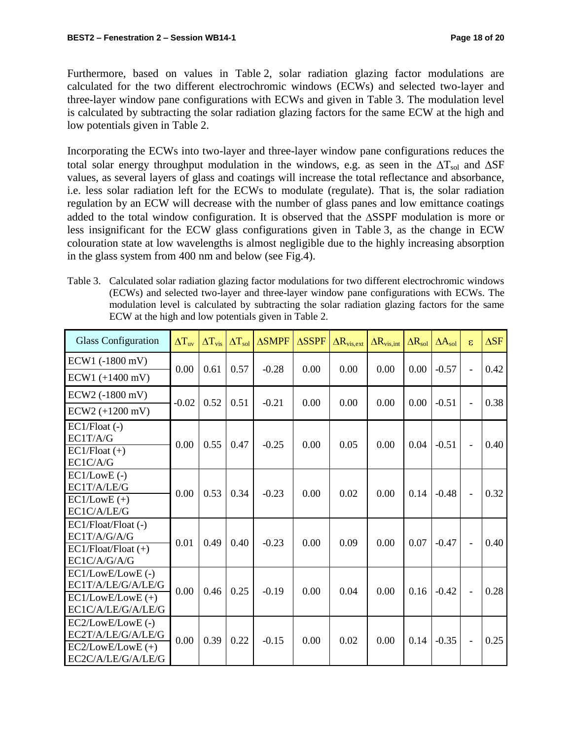Furthermore, based on values in Table 2, solar radiation glazing factor modulations are calculated for the two different electrochromic windows (ECWs) and selected two-layer and three-layer window pane configurations with ECWs and given in Table 3. The modulation level is calculated by subtracting the solar radiation glazing factors for the same ECW at the high and low potentials given in Table 2.

Incorporating the ECWs into two-layer and three-layer window pane configurations reduces the total solar energy throughput modulation in the windows, e.g. as seen in the $\Delta T_{sol}$ and $\Delta SF$ values, as several layers of glass and coatings will increase the total reflectance and absorbance, i.e. less solar radiation left for the ECWs to modulate (regulate). That is, the solar radiation regulation by an ECW will decrease with the number of glass panes and low emittance coatings added to the total window configuration. It is observed that the $\Delta SSPF$ modulation is more or less insignificant for the ECW glass configurations given in Table 3, as the change in ECW colouration state at low wavelengths is almost negligible due to the highly increasing absorption in the glass system from 400 nm and below (see Fig.4).

Table 3. Calculated solar radiation glazing factor modulations for two different electrochromic windows (ECWs) and selected two-layer and three-layer window pane configurations with ECWs. The modulation level is calculated by subtracting the solar radiation glazing factors for the same ECW at the high and low potentials given in Table 2.

| Glass Configuration | $\Delta T_{uv}$ | $\Delta T_{vis}$ | $\Delta T_{sol}$ | $\Delta SMPF$ | $\Delta SSPF$ | $\Delta R_{vis,ext}$ | $\Delta R_{vis,int}$ | $\Delta R_{sol}$ | $\Delta A_{sol}$ | $\varepsilon$ | $\Delta SF$ |
|---|---|---|---|---|---|---|---|---|---|---|---|
| ECW1 (-1800 mV) / ECW1 (+1400 mV) | 0.00 | 0.61 | 0.57 | -0.28 | 0.00 | 0.00 | 0.00 | 0.00 | -0.57 | - | 0.42 |
| ECW2 (-1800 mV) / ECW2 (+1200 mV) | -0.02 | 0.52 | 0.51 | -0.21 | 0.00 | 0.00 | 0.00 | 0.00 | -0.51 | - | 0.38 |
| EC1/Float (-) EC1T/A/G / EC1/Float (+) EC1C/A/G | 0.00 | 0.55 | 0.47 | -0.25 | 0.00 | 0.05 | 0.00 | 0.04 | -0.51 | - | 0.40 |
| EC1/LowE (-) EC1T/A/LE/G / EC1/LowE (+) EC1C/A/LE/G | 0.00 | 0.53 | 0.34 | -0.23 | 0.00 | 0.02 | 0.00 | 0.14 | -0.48 | - | 0.32 |
| EC1/Float/Float (-) EC1T/A/G/A/G / EC1/Float/Float (+) EC1C/A/G/A/G | 0.01 | 0.49 | 0.40 | -0.23 | 0.00 | 0.09 | 0.00 | 0.07 | -0.47 | - | 0.40 |
| EC1/LowE/LowE (-) EC1T/A/LE/G/A/LE/G / EC1/LowE/LowE (+) EC1C/A/LE/G/A/LE/G | 0.00 | 0.46 | 0.25 | -0.19 | 0.00 | 0.04 | 0.00 | 0.16 | -0.42 | - | 0.28 |
| EC2/LowE/LowE (-) EC2T/A/LE/G/A/LE/G / EC2/LowE/LowE (+) EC2C/A/LE/G/A/LE/G | 0.00 | 0.39 | 0.22 | -0.15 | 0.00 | 0.02 | 0.00 | 0.14 | -0.35 | - | 0.25 |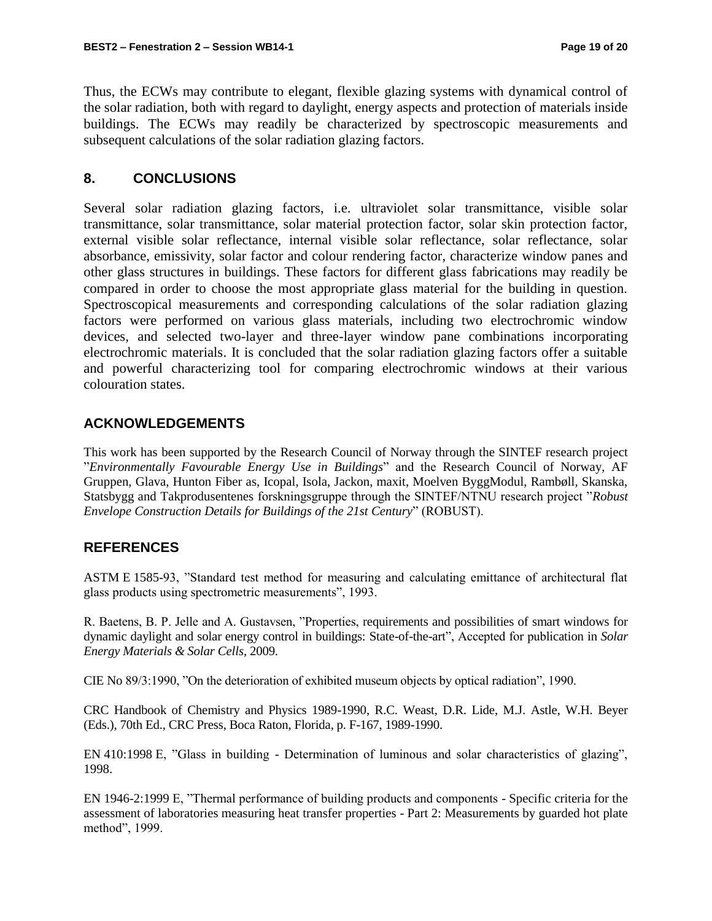Thus, the ECWs may contribute to elegant, flexible glazing systems with dynamical control of the solar radiation, both with regard to daylight, energy aspects and protection of materials inside buildings. The ECWs may readily be characterized by spectroscopic measurements and subsequent calculations of the solar radiation glazing factors.

## 8. CONCLUSIONS

Several solar radiation glazing factors, i.e. ultraviolet solar transmittance, visible solar transmittance, solar transmittance, solar material protection factor, solar skin protection factor, external visible solar reflectance, internal visible solar reflectance, solar reflectance, solar absorbance, emissivity, solar factor and colour rendering factor, characterize window panes and other glass structures in buildings. These factors for different glass fabrications may readily be compared in order to choose the most appropriate glass material for the building in question. Spectroscopical measurements and corresponding calculations of the solar radiation glazing factors were performed on various glass materials, including two electrochromic window devices, and selected two-layer and three-layer window pane combinations incorporating electrochromic materials. It is concluded that the solar radiation glazing factors offer a suitable and powerful characterizing tool for comparing electrochromic windows at their various colouration states.

## ACKNOWLEDGEMENTS

This work has been supported by the Research Council of Norway through the SINTEF research project "*Environmentally Favourable Energy Use in Buildings*" and the Research Council of Norway, AF Gruppen, Glava, Hunton Fiber as, Icopal, Isola, Jackon, maxit, Moelven ByggModul, Rambøll, Skanska, Statsbygg and Takprodusentenes forskningsgruppe through the SINTEF/NTNU research project "*Robust Envelope Construction Details for Buildings of the 21st Century*" (ROBUST).

## REFERENCES

ASTM E 1585-93, "Standard test method for measuring and calculating emittance of architectural flat glass products using spectrometric measurements", 1993.

R. Baetens, B. P. Jelle and A. Gustavsen, "Properties, requirements and possibilities of smart windows for dynamic daylight and solar energy control in buildings: State-of-the-art", Accepted for publication in *Solar Energy Materials & Solar Cells*, 2009.

CIE No 89/3:1990, "On the deterioration of exhibited museum objects by optical radiation", 1990.

CRC Handbook of Chemistry and Physics 1989-1990, R.C. Weast, D.R. Lide, M.J. Astle, W.H. Beyer (Eds.), 70th Ed., CRC Press, Boca Raton, Florida, p. F-167, 1989-1990.

EN 410:1998 E, "Glass in building - Determination of luminous and solar characteristics of glazing", 1998.

EN 1946-2:1999 E, "Thermal performance of building products and components - Specific criteria for the assessment of laboratories measuring heat transfer properties - Part 2: Measurements by guarded hot plate method", 1999.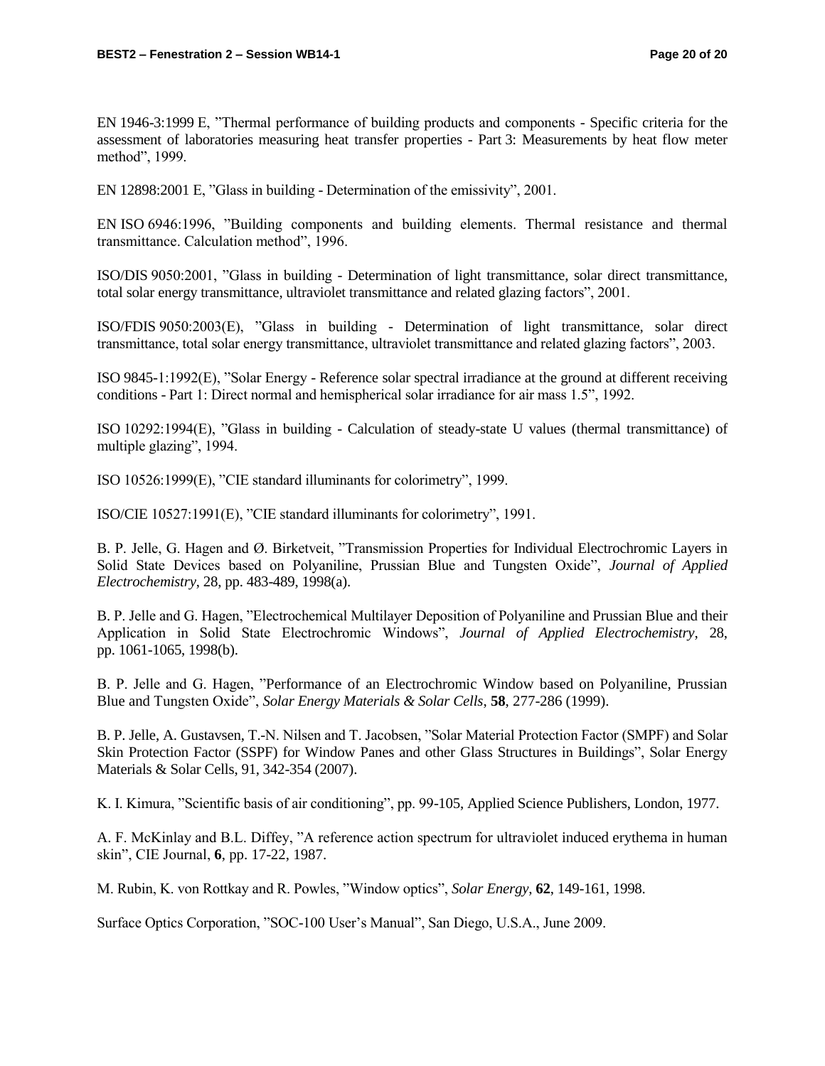EN 1946-3:1999 E, "Thermal performance of building products and components - Specific criteria for the assessment of laboratories measuring heat transfer properties - Part 3: Measurements by heat flow meter method", 1999.

EN 12898:2001 E, "Glass in building - Determination of the emissivity", 2001.

EN ISO 6946:1996, "Building components and building elements. Thermal resistance and thermal transmittance. Calculation method", 1996.

ISO/DIS 9050:2001, "Glass in building - Determination of light transmittance, solar direct transmittance, total solar energy transmittance, ultraviolet transmittance and related glazing factors", 2001.

ISO/FDIS 9050:2003(E), "Glass in building - Determination of light transmittance, solar direct transmittance, total solar energy transmittance, ultraviolet transmittance and related glazing factors", 2003.

ISO 9845-1:1992(E), "Solar Energy - Reference solar spectral irradiance at the ground at different receiving conditions - Part 1: Direct normal and hemispherical solar irradiance for air mass 1.5", 1992.

ISO 10292:1994(E), "Glass in building - Calculation of steady-state U values (thermal transmittance) of multiple glazing", 1994.

ISO 10526:1999(E), "CIE standard illuminants for colorimetry", 1999.

ISO/CIE 10527:1991(E), "CIE standard illuminants for colorimetry", 1991.

B. P. Jelle, G. Hagen and Ø. Birketveit, "Transmission Properties for Individual Electrochromic Layers in Solid State Devices based on Polyaniline, Prussian Blue and Tungsten Oxide", *Journal of Applied Electrochemistry*, 28, pp. 483-489, 1998(a).

B. P. Jelle and G. Hagen, "Electrochemical Multilayer Deposition of Polyaniline and Prussian Blue and their Application in Solid State Electrochromic Windows", *Journal of Applied Electrochemistry*, 28, pp. 1061-1065, 1998(b).

B. P. Jelle and G. Hagen, "Performance of an Electrochromic Window based on Polyaniline, Prussian Blue and Tungsten Oxide", *Solar Energy Materials & Solar Cells*, **58**, 277-286 (1999).

B. P. Jelle, A. Gustavsen, T.-N. Nilsen and T. Jacobsen, "Solar Material Protection Factor (SMPF) and Solar Skin Protection Factor (SSPF) for Window Panes and other Glass Structures in Buildings", Solar Energy Materials & Solar Cells, 91, 342-354 (2007).

K. I. Kimura, "Scientific basis of air conditioning", pp. 99-105, Applied Science Publishers, London, 1977.

A. F. McKinlay and B.L. Diffey, "A reference action spectrum for ultraviolet induced erythema in human skin", CIE Journal, **6**, pp. 17-22, 1987.

M. Rubin, K. von Rottkay and R. Powles, "Window optics", *Solar Energy*, **62**, 149-161, 1998.

Surface Optics Corporation, "SOC-100 User's Manual", San Diego, U.S.A., June 2009.